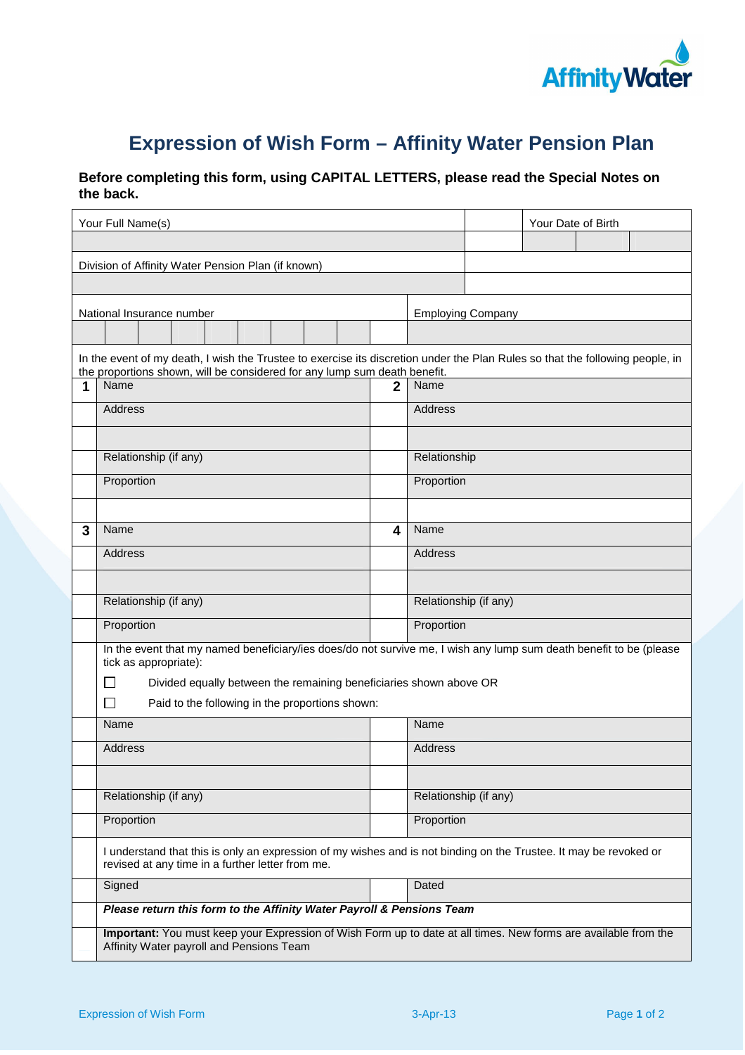# Expression of Wish Form – Affinity Water Pension Plan

**Before completing this form, using CAPITAL LETTERS, please read the Special Notes on the back.**

| | |
|---|---|
| Your Full Name(s) | Your Date of Birth |
| | |
| Division of Affinity Water Pension Plan (if known) | |
| | |
| National Insurance number | Employing Company |
| | |

In the event of my death, I wish the Trustee to exercise its discretion under the Plan Rules so that the following people, in the proportions shown, will be considered for any lump sum death benefit.

| | | | |
|---|---|---|---|
| **1** | Name | **2** | Name |
| | Address | | Address |
| | | | |
| | Relationship (if any) | | Relationship |
| | Proportion | | Proportion |
| | | | |
| **3** | Name | **4** | Name |
| | Address | | Address |
| | | | |
| | Relationship (if any) | | Relationship (if any) |
| | Proportion | | Proportion |

In the event that my named beneficiary/ies does/do not survive me, I wish any lump sum death benefit to be (please tick as appropriate):

☐ Divided equally between the remaining beneficiaries shown above OR

☐ Paid to the following in the proportions shown:

| | |
|---|---|
| Name | Name |
| Address | Address |
| | |
| Relationship (if any) | Relationship (if any) |
| Proportion | Proportion |

I understand that this is only an expression of my wishes and is not binding on the Trustee. It may be revoked or revised at any time in a further letter from me.

| | |
|---|---|
| Signed | Dated |

***Please return this form to the Affinity Water Payroll & Pensions Team***

**Important:** You must keep your Expression of Wish Form up to date at all times. New forms are available from the Affinity Water payroll and Pensions Team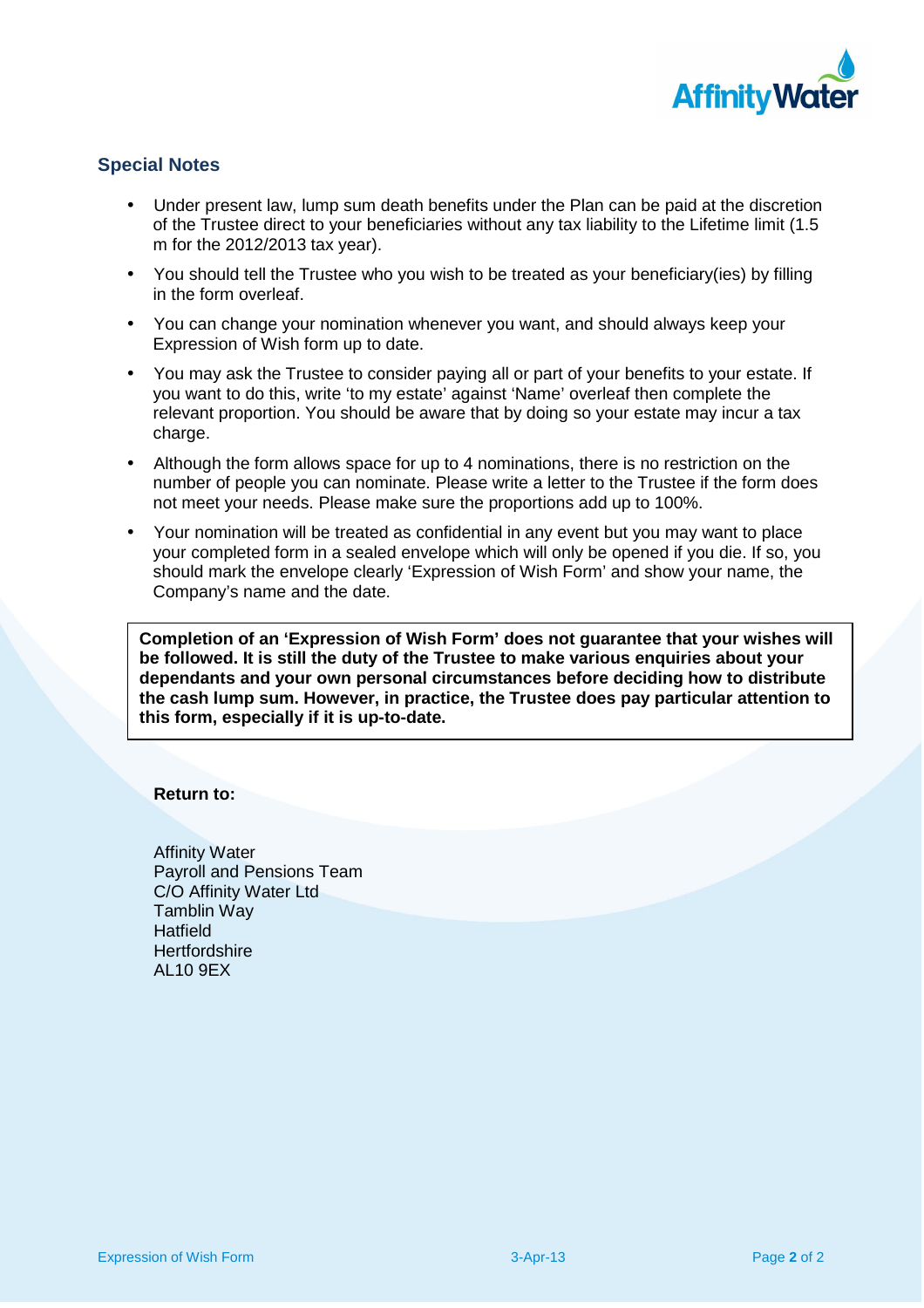## Special Notes

- Under present law, lump sum death benefits under the Plan can be paid at the discretion of the Trustee direct to your beneficiaries without any tax liability to the Lifetime limit (1.5 m for the 2012/2013 tax year).
- You should tell the Trustee who you wish to be treated as your beneficiary(ies) by filling in the form overleaf.
- You can change your nomination whenever you want, and should always keep your Expression of Wish form up to date.
- You may ask the Trustee to consider paying all or part of your benefits to your estate. If you want to do this, write 'to my estate' against 'Name' overleaf then complete the relevant proportion. You should be aware that by doing so your estate may incur a tax charge.
- Although the form allows space for up to 4 nominations, there is no restriction on the number of people you can nominate. Please write a letter to the Trustee if the form does not meet your needs. Please make sure the proportions add up to 100%.
- Your nomination will be treated as confidential in any event but you may want to place your completed form in a sealed envelope which will only be opened if you die. If so, you should mark the envelope clearly 'Expression of Wish Form' and show your name, the Company's name and the date.

**Completion of an 'Expression of Wish Form' does not guarantee that your wishes will be followed. It is still the duty of the Trustee to make various enquiries about your dependants and your own personal circumstances before deciding how to distribute the cash lump sum. However, in practice, the Trustee does pay particular attention to this form, especially if it is up-to-date.**

**Return to:**

Affinity Water
Payroll and Pensions Team
C/O Affinity Water Ltd
Tamblin Way
Hatfield
Hertfordshire
AL10 9EX